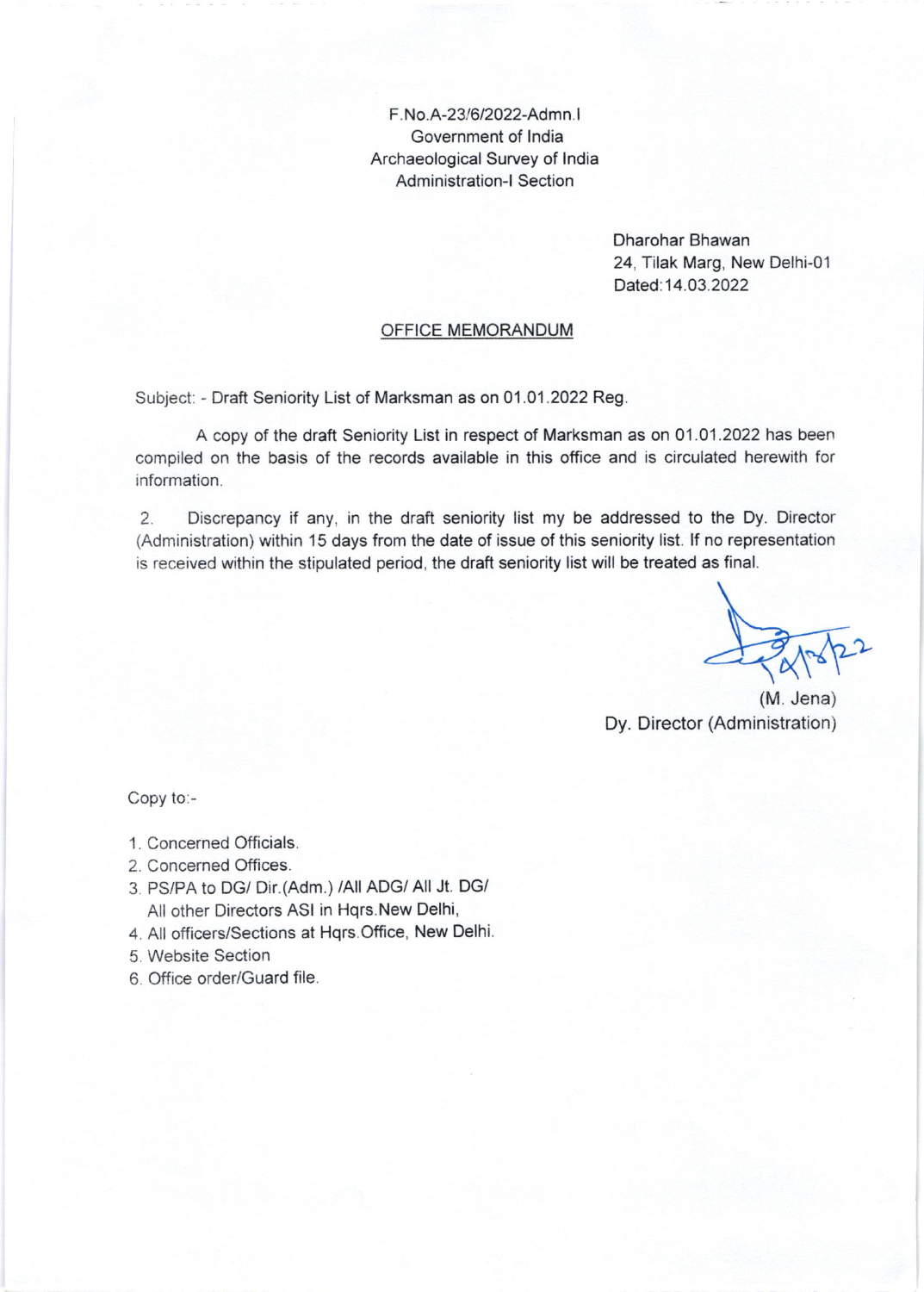F.No.A-23/6/2022-Admn.I
Government of India
Archaeological Survey of India
Administration-I Section

Dharohar Bhawan
24, Tilak Marg, New Delhi-01
Dated:14.03.2022

## OFFICE MEMORANDUM

Subject: - Draft Seniority List of Marksman as on 01.01.2022 Reg.

A copy of the draft Seniority List in respect of Marksman as on 01.01.2022 has been compiled on the basis of the records available in this office and is circulated herewith for information.

2. Discrepancy if any, in the draft seniority list my be addressed to the Dy. Director (Administration) within 15 days from the date of issue of this seniority list. If no representation is received within the stipulated period, the draft seniority list will be treated as final.

14/3/22

(M. Jena)
Dy. Director (Administration)

Copy to:-

1. Concerned Officials.
2. Concerned Offices.
3. PS/PA to DG/ Dir.(Adm.) /All ADG/ All Jt. DG/ All other Directors ASI in Hqrs.New Delhi,
4. All officers/Sections at Hqrs.Office, New Delhi.
5. Website Section
6. Office order/Guard file.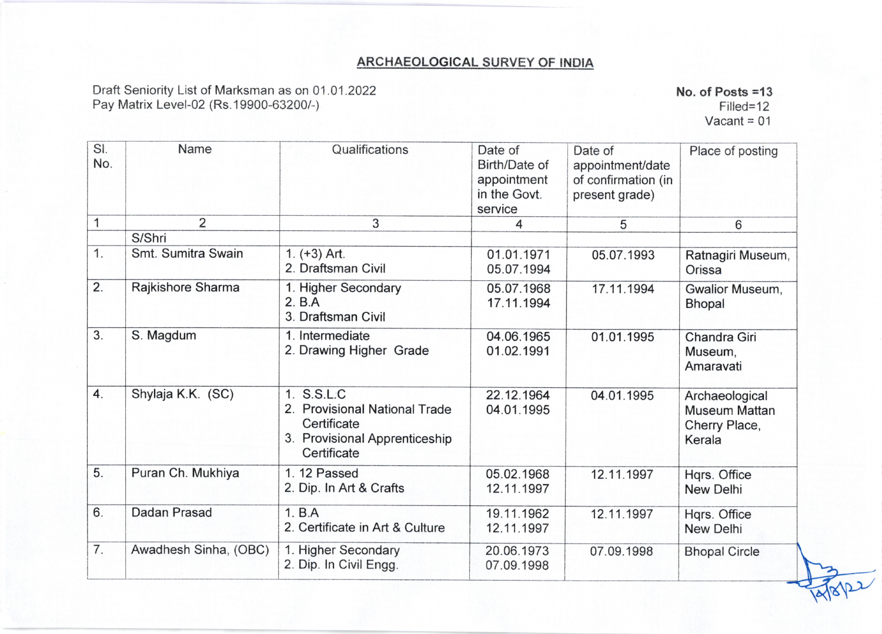## ARCHAEOLOGICAL SURVEY OF INDIA

Draft Seniority List of Marksman as on 01.01.2022
Pay Matrix Level-02 (Rs.19900-63200/-)

**No. of Posts =13**
Filled=12
Vacant = 01

| Sl. No. | Name | Qualifications | Date of Birth/Date of appointment in the Govt. service | Date of appointment/date of confirmation (in present grade) | Place of posting |
|---|---|---|---|---|---|
| 1 | 2 | 3 | 4 | 5 | 6 |
| | S/Shri | | | | |
| 1. | Smt. Sumitra Swain | 1. (+3) Art.<br>2. Draftsman Civil | 01.01.1971<br>05.07.1994 | 05.07.1993 | Ratnagiri Museum, Orissa |
| 2. | Rajkishore Sharma | 1. Higher Secondary<br>2. B.A<br>3. Draftsman Civil | 05.07.1968<br>17.11.1994 | 17.11.1994 | Gwalior Museum, Bhopal |
| 3. | S. Magdum | 1. Intermediate<br>2. Drawing Higher Grade | 04.06.1965<br>01.02.1991 | 01.01.1995 | Chandra Giri Museum, Amaravati |
| 4. | Shylaja K.K. (SC) | 1. S.S.L.C<br>2. Provisional National Trade Certificate<br>3. Provisional Apprenticeship Certificate | 22.12.1964<br>04.01.1995 | 04.01.1995 | Archaeological Museum Mattan Cherry Place, Kerala |
| 5. | Puran Ch. Mukhiya | 1. 12 Passed<br>2. Dip. In Art & Crafts | 05.02.1968<br>12.11.1997 | 12.11.1997 | Hqrs. Office New Delhi |
| 6. | Dadan Prasad | 1. B.A<br>2. Certificate in Art & Culture | 19.11.1962<br>12.11.1997 | 12.11.1997 | Hqrs. Office New Delhi |
| 7. | Awadhesh Sinha, (OBC) | 1. Higher Secondary<br>2. Dip. In Civil Engg. | 20.06.1973<br>07.09.1998 | 07.09.1998 | Bhopal Circle |

14/8/22